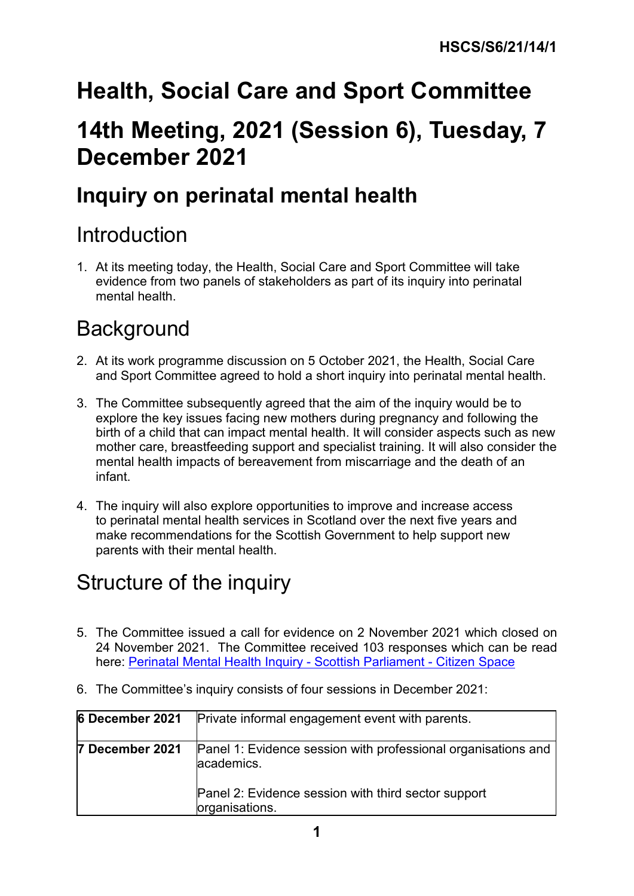HSCS/S6/21/14/1

# Health, Social Care and Sport Committee

# 14th Meeting, 2021 (Session 6), Tuesday, 7 December 2021

## Inquiry on perinatal mental health

## Introduction

1. At its meeting today, the Health, Social Care and Sport Committee will take evidence from two panels of stakeholders as part of its inquiry into perinatal mental health.

## Background

2. At its work programme discussion on 5 October 2021, the Health, Social Care and Sport Committee agreed to hold a short inquiry into perinatal mental health.

3. The Committee subsequently agreed that the aim of the inquiry would be to explore the key issues facing new mothers during pregnancy and following the birth of a child that can impact mental health. It will consider aspects such as new mother care, breastfeeding support and specialist training. It will also consider the mental health impacts of bereavement from miscarriage and the death of an infant.

4. The inquiry will also explore opportunities to improve and increase access to perinatal mental health services in Scotland over the next five years and make recommendations for the Scottish Government to help support new parents with their mental health.

## Structure of the inquiry

5. The Committee issued a call for evidence on 2 November 2021 which closed on 24 November 2021. The Committee received 103 responses which can be read here: [Perinatal Mental Health Inquiry - Scottish Parliament - Citizen Space]

6. The Committee's inquiry consists of four sessions in December 2021:

| | |
|---|---|
| **6 December 2021** | Private informal engagement event with parents. |
| **7 December 2021** | Panel 1: Evidence session with professional organisations and academics.<br><br>Panel 2: Evidence session with third sector support organisations. |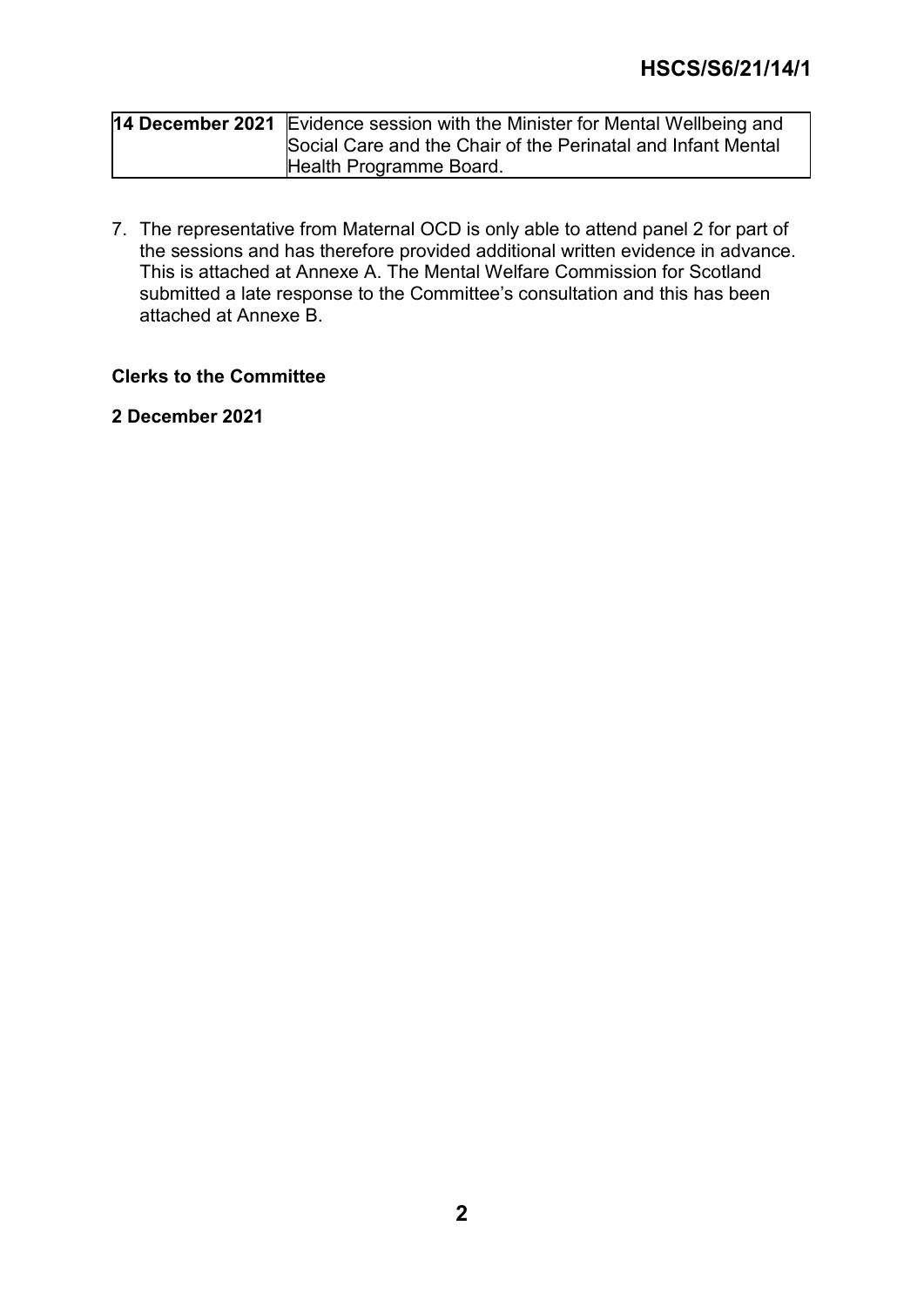| **14 December 2021** | Evidence session with the Minister for Mental Wellbeing and Social Care and the Chair of the Perinatal and Infant Mental Health Programme Board. |
| --- | --- |

7. The representative from Maternal OCD is only able to attend panel 2 for part of the sessions and has therefore provided additional written evidence in advance. This is attached at Annexe A. The Mental Welfare Commission for Scotland submitted a late response to the Committee's consultation and this has been attached at Annexe B.

**Clerks to the Committee**

**2 December 2021**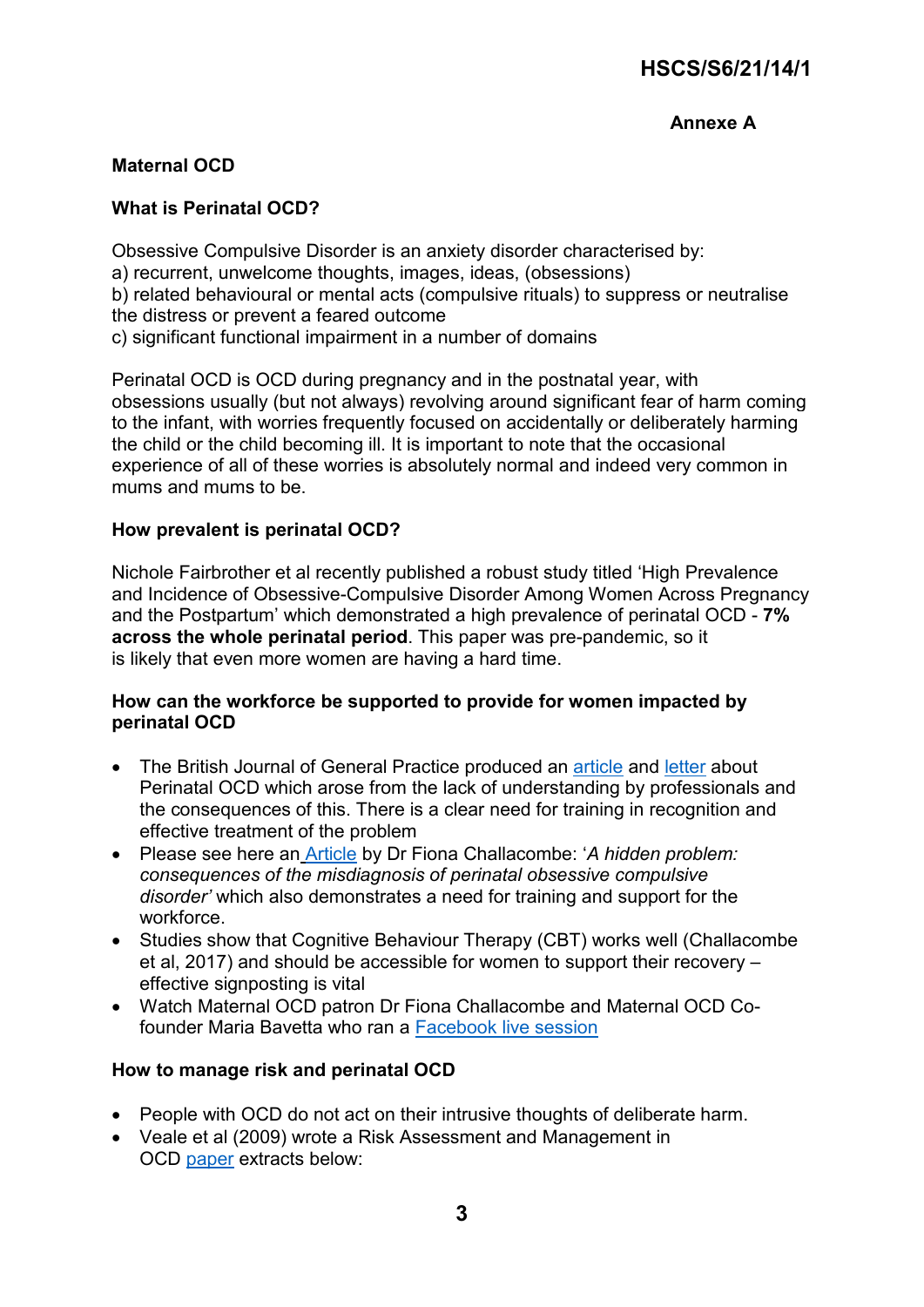**Annexe A**

**Maternal OCD**

**What is Perinatal OCD?**

Obsessive Compulsive Disorder is an anxiety disorder characterised by:
a) recurrent, unwelcome thoughts, images, ideas, (obsessions)
b) related behavioural or mental acts (compulsive rituals) to suppress or neutralise the distress or prevent a feared outcome
c) significant functional impairment in a number of domains

Perinatal OCD is OCD during pregnancy and in the postnatal year, with obsessions usually (but not always) revolving around significant fear of harm coming to the infant, with worries frequently focused on accidentally or deliberately harming the child or the child becoming ill. It is important to note that the occasional experience of all of these worries is absolutely normal and indeed very common in mums and mums to be.

**How prevalent is perinatal OCD?**

Nichole Fairbrother et al recently published a robust study titled 'High Prevalence and Incidence of Obsessive-Compulsive Disorder Among Women Across Pregnancy and the Postpartum' which demonstrated a high prevalence of perinatal OCD - **7% across the whole perinatal period**. This paper was pre-pandemic, so it is likely that even more women are having a hard time.

**How can the workforce be supported to provide for women impacted by perinatal OCD**

- The British Journal of General Practice produced an article and letter about Perinatal OCD which arose from the lack of understanding by professionals and the consequences of this. There is a clear need for training in recognition and effective treatment of the problem
- Please see here an Article by Dr Fiona Challacombe: '*A hidden problem: consequences of the misdiagnosis of perinatal obsessive compulsive disorder'* which also demonstrates a need for training and support for the workforce.
- Studies show that Cognitive Behaviour Therapy (CBT) works well (Challacombe et al, 2017) and should be accessible for women to support their recovery – effective signposting is vital
- Watch Maternal OCD patron Dr Fiona Challacombe and Maternal OCD Co-founder Maria Bavetta who ran a Facebook live session

**How to manage risk and perinatal OCD**

- People with OCD do not act on their intrusive thoughts of deliberate harm.
- Veale et al (2009) wrote a Risk Assessment and Management in OCD paper extracts below: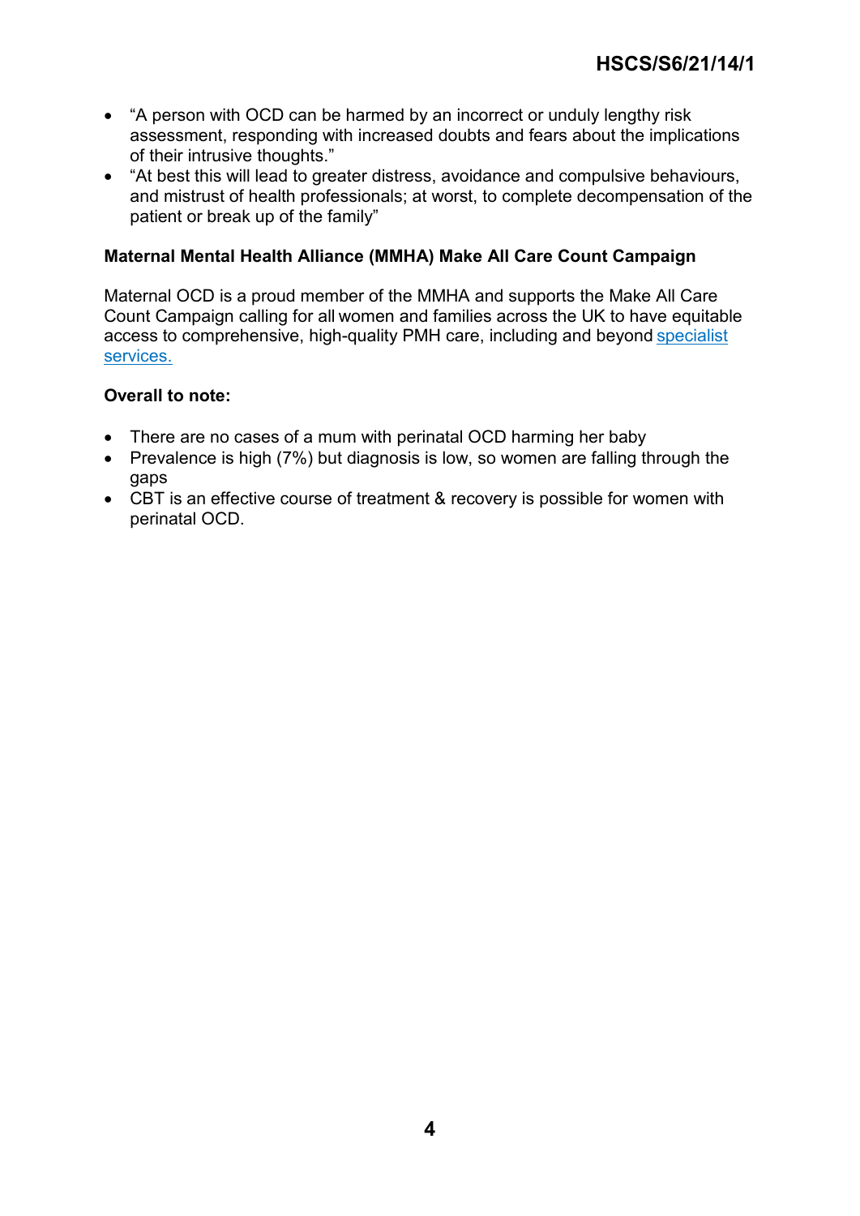- "A person with OCD can be harmed by an incorrect or unduly lengthy risk assessment, responding with increased doubts and fears about the implications of their intrusive thoughts."
- "At best this will lead to greater distress, avoidance and compulsive behaviours, and mistrust of health professionals; at worst, to complete decompensation of the patient or break up of the family"

**Maternal Mental Health Alliance (MMHA) Make All Care Count Campaign**

Maternal OCD is a proud member of the MMHA and supports the Make All Care Count Campaign calling for all women and families across the UK to have equitable access to comprehensive, high-quality PMH care, including and beyond specialist services.

**Overall to note:**

- There are no cases of a mum with perinatal OCD harming her baby
- Prevalence is high (7%) but diagnosis is low, so women are falling through the gaps
- CBT is an effective course of treatment & recovery is possible for women with perinatal OCD.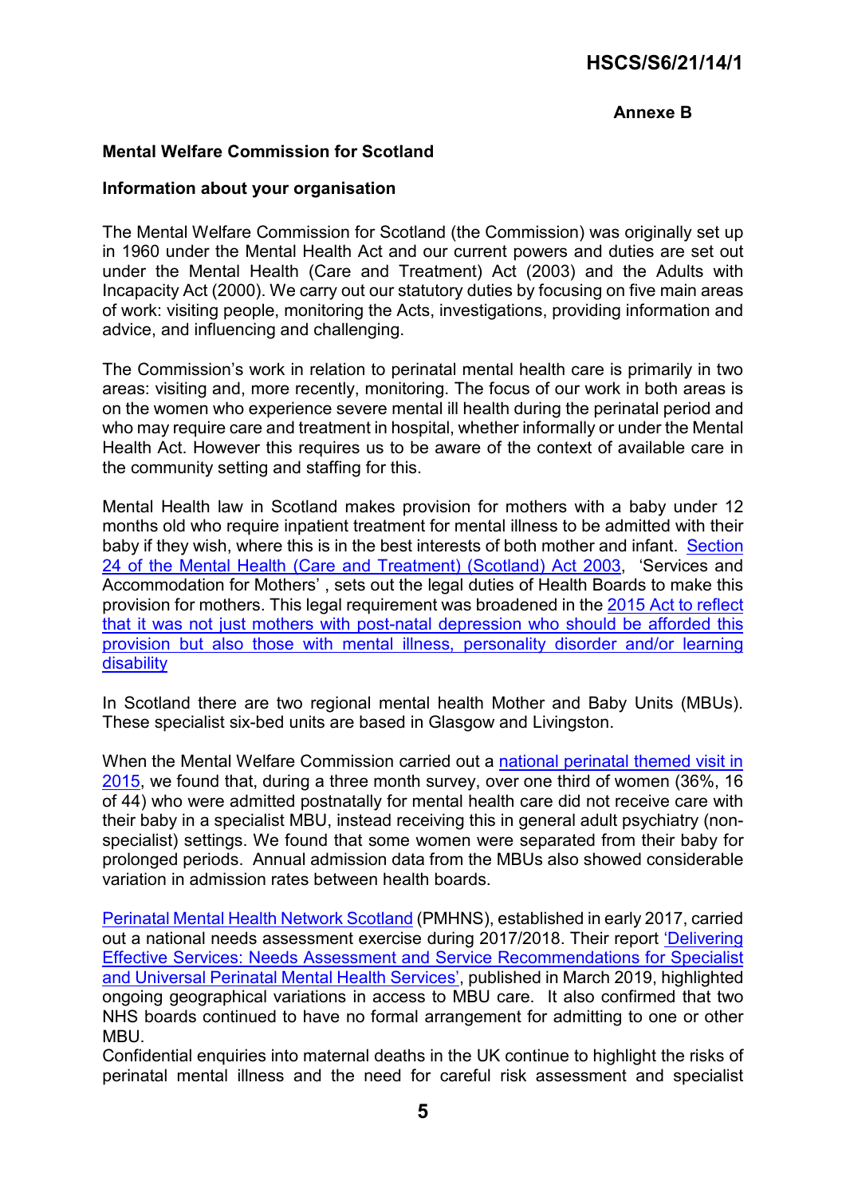**Annexe B**

**Mental Welfare Commission for Scotland**

**Information about your organisation**

The Mental Welfare Commission for Scotland (the Commission) was originally set up in 1960 under the Mental Health Act and our current powers and duties are set out under the Mental Health (Care and Treatment) Act (2003) and the Adults with Incapacity Act (2000). We carry out our statutory duties by focusing on five main areas of work: visiting people, monitoring the Acts, investigations, providing information and advice, and influencing and challenging.

The Commission's work in relation to perinatal mental health care is primarily in two areas: visiting and, more recently, monitoring. The focus of our work in both areas is on the women who experience severe mental ill health during the perinatal period and who may require care and treatment in hospital, whether informally or under the Mental Health Act. However this requires us to be aware of the context of available care in the community setting and staffing for this.

Mental Health law in Scotland makes provision for mothers with a baby under 12 months old who require inpatient treatment for mental illness to be admitted with their baby if they wish, where this is in the best interests of both mother and infant. Section 24 of the Mental Health (Care and Treatment) (Scotland) Act 2003, 'Services and Accommodation for Mothers' , sets out the legal duties of Health Boards to make this provision for mothers. This legal requirement was broadened in the 2015 Act to reflect that it was not just mothers with post-natal depression who should be afforded this provision but also those with mental illness, personality disorder and/or learning disability

In Scotland there are two regional mental health Mother and Baby Units (MBUs). These specialist six-bed units are based in Glasgow and Livingston.

When the Mental Welfare Commission carried out a national perinatal themed visit in 2015, we found that, during a three month survey, over one third of women (36%, 16 of 44) who were admitted postnatally for mental health care did not receive care with their baby in a specialist MBU, instead receiving this in general adult psychiatry (non-specialist) settings. We found that some women were separated from their baby for prolonged periods. Annual admission data from the MBUs also showed considerable variation in admission rates between health boards.

Perinatal Mental Health Network Scotland (PMHNS), established in early 2017, carried out a national needs assessment exercise during 2017/2018. Their report 'Delivering Effective Services: Needs Assessment and Service Recommendations for Specialist and Universal Perinatal Mental Health Services', published in March 2019, highlighted ongoing geographical variations in access to MBU care. It also confirmed that two NHS boards continued to have no formal arrangement for admitting to one or other MBU.

Confidential enquiries into maternal deaths in the UK continue to highlight the risks of perinatal mental illness and the need for careful risk assessment and specialist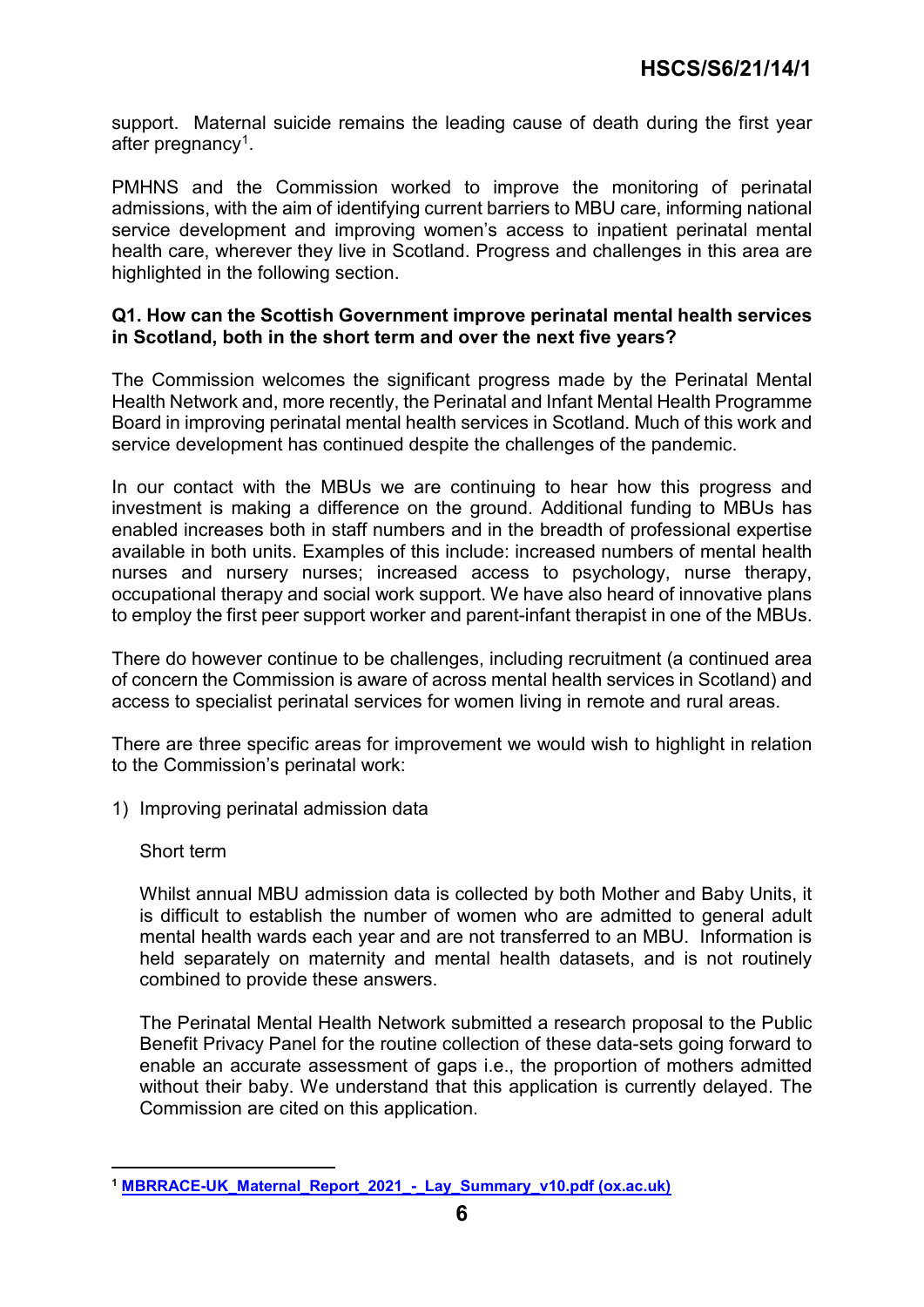support. Maternal suicide remains the leading cause of death during the first year after pregnancy[1].

PMHNS and the Commission worked to improve the monitoring of perinatal admissions, with the aim of identifying current barriers to MBU care, informing national service development and improving women's access to inpatient perinatal mental health care, wherever they live in Scotland. Progress and challenges in this area are highlighted in the following section.

**Q1. How can the Scottish Government improve perinatal mental health services in Scotland, both in the short term and over the next five years?**

The Commission welcomes the significant progress made by the Perinatal Mental Health Network and, more recently, the Perinatal and Infant Mental Health Programme Board in improving perinatal mental health services in Scotland. Much of this work and service development has continued despite the challenges of the pandemic.

In our contact with the MBUs we are continuing to hear how this progress and investment is making a difference on the ground. Additional funding to MBUs has enabled increases both in staff numbers and in the breadth of professional expertise available in both units. Examples of this include: increased numbers of mental health nurses and nursery nurses; increased access to psychology, nurse therapy, occupational therapy and social work support. We have also heard of innovative plans to employ the first peer support worker and parent-infant therapist in one of the MBUs.

There do however continue to be challenges, including recruitment (a continued area of concern the Commission is aware of across mental health services in Scotland) and access to specialist perinatal services for women living in remote and rural areas.

There are three specific areas for improvement we would wish to highlight in relation to the Commission's perinatal work:

1) Improving perinatal admission data

   Short term

   Whilst annual MBU admission data is collected by both Mother and Baby Units, it is difficult to establish the number of women who are admitted to general adult mental health wards each year and are not transferred to an MBU. Information is held separately on maternity and mental health datasets, and is not routinely combined to provide these answers.

   The Perinatal Mental Health Network submitted a research proposal to the Public Benefit Privacy Panel for the routine collection of these data-sets going forward to enable an accurate assessment of gaps i.e., the proportion of mothers admitted without their baby. We understand that this application is currently delayed. The Commission are cited on this application.

[1] MBRRACE-UK_Maternal_Report_2021_-_Lay_Summary_v10.pdf (ox.ac.uk)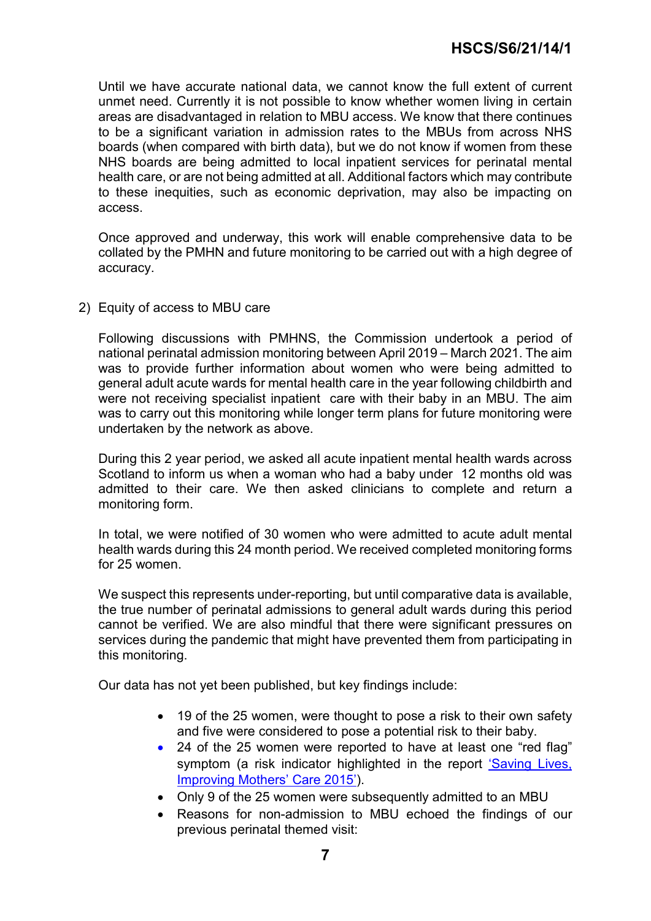Until we have accurate national data, we cannot know the full extent of current unmet need. Currently it is not possible to know whether women living in certain areas are disadvantaged in relation to MBU access. We know that there continues to be a significant variation in admission rates to the MBUs from across NHS boards (when compared with birth data), but we do not know if women from these NHS boards are being admitted to local inpatient services for perinatal mental health care, or are not being admitted at all. Additional factors which may contribute to these inequities, such as economic deprivation, may also be impacting on access.

Once approved and underway, this work will enable comprehensive data to be collated by the PMHN and future monitoring to be carried out with a high degree of accuracy.

2) Equity of access to MBU care

Following discussions with PMHNS, the Commission undertook a period of national perinatal admission monitoring between April 2019 – March 2021. The aim was to provide further information about women who were being admitted to general adult acute wards for mental health care in the year following childbirth and were not receiving specialist inpatient care with their baby in an MBU. The aim was to carry out this monitoring while longer term plans for future monitoring were undertaken by the network as above.

During this 2 year period, we asked all acute inpatient mental health wards across Scotland to inform us when a woman who had a baby under 12 months old was admitted to their care. We then asked clinicians to complete and return a monitoring form.

In total, we were notified of 30 women who were admitted to acute adult mental health wards during this 24 month period. We received completed monitoring forms for 25 women.

We suspect this represents under-reporting, but until comparative data is available, the true number of perinatal admissions to general adult wards during this period cannot be verified. We are also mindful that there were significant pressures on services during the pandemic that might have prevented them from participating in this monitoring.

Our data has not yet been published, but key findings include:

- 19 of the 25 women, were thought to pose a risk to their own safety and five were considered to pose a potential risk to their baby.
- 24 of the 25 women were reported to have at least one "red flag" symptom (a risk indicator highlighted in the report 'Saving Lives, Improving Mothers' Care 2015').
- Only 9 of the 25 women were subsequently admitted to an MBU
- Reasons for non-admission to MBU echoed the findings of our previous perinatal themed visit: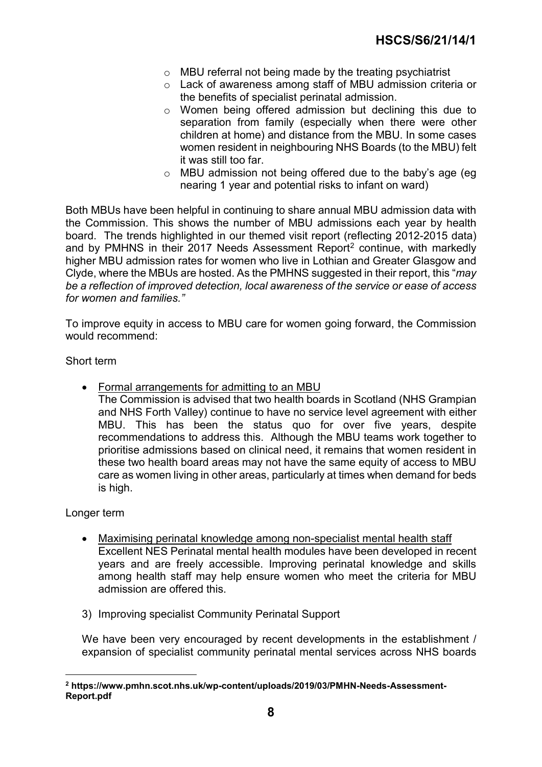- MBU referral not being made by the treating psychiatrist
- Lack of awareness among staff of MBU admission criteria or the benefits of specialist perinatal admission.
- Women being offered admission but declining this due to separation from family (especially when there were other children at home) and distance from the MBU. In some cases women resident in neighbouring NHS Boards (to the MBU) felt it was still too far.
- MBU admission not being offered due to the baby's age (eg nearing 1 year and potential risks to infant on ward)

Both MBUs have been helpful in continuing to share annual MBU admission data with the Commission. This shows the number of MBU admissions each year by health board. The trends highlighted in our themed visit report (reflecting 2012-2015 data) and by PMHNS in their 2017 Needs Assessment Report[2] continue, with markedly higher MBU admission rates for women who live in Lothian and Greater Glasgow and Clyde, where the MBUs are hosted. As the PMHNS suggested in their report, this "*may be a reflection of improved detection, local awareness of the service or ease of access for women and families.*"

To improve equity in access to MBU care for women going forward, the Commission would recommend:

Short term

- Formal arrangements for admitting to an MBU
  The Commission is advised that two health boards in Scotland (NHS Grampian and NHS Forth Valley) continue to have no service level agreement with either MBU. This has been the status quo for over five years, despite recommendations to address this. Although the MBU teams work together to prioritise admissions based on clinical need, it remains that women resident in these two health board areas may not have the same equity of access to MBU care as women living in other areas, particularly at times when demand for beds is high.

Longer term

- Maximising perinatal knowledge among non-specialist mental health staff
  Excellent NES Perinatal mental health modules have been developed in recent years and are freely accessible. Improving perinatal knowledge and skills among health staff may help ensure women who meet the criteria for MBU admission are offered this.

3) Improving specialist Community Perinatal Support

We have been very encouraged by recent developments in the establishment / expansion of specialist community perinatal mental services across NHS boards

---

[2] **https://www.pmhn.scot.nhs.uk/wp-content/uploads/2019/03/PMHN-Needs-Assessment-Report.pdf**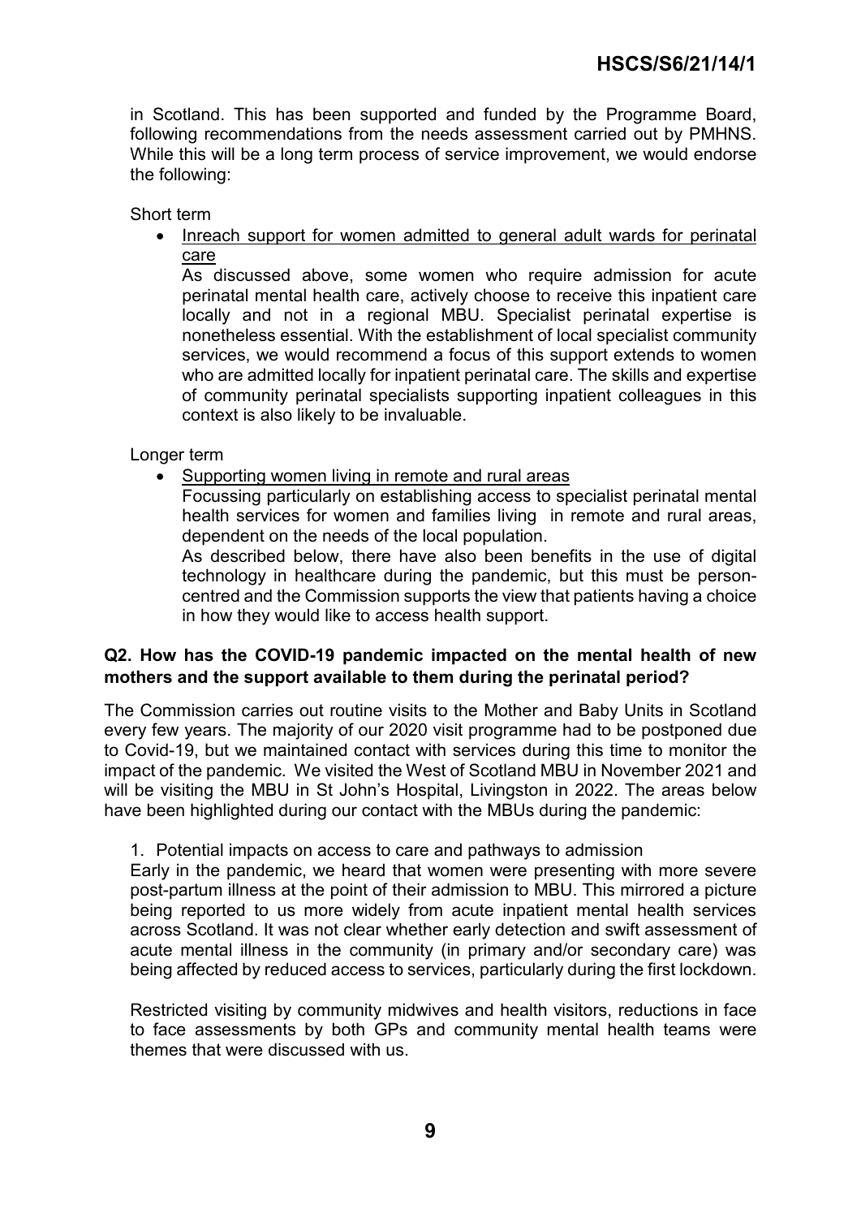in Scotland. This has been supported and funded by the Programme Board, following recommendations from the needs assessment carried out by PMHNS. While this will be a long term process of service improvement, we would endorse the following:

Short term

- Inreach support for women admitted to general adult wards for perinatal care

  As discussed above, some women who require admission for acute perinatal mental health care, actively choose to receive this inpatient care locally and not in a regional MBU. Specialist perinatal expertise is nonetheless essential. With the establishment of local specialist community services, we would recommend a focus of this support extends to women who are admitted locally for inpatient perinatal care. The skills and expertise of community perinatal specialists supporting inpatient colleagues in this context is also likely to be invaluable.

Longer term

- Supporting women living in remote and rural areas

  Focussing particularly on establishing access to specialist perinatal mental health services for women and families living in remote and rural areas, dependent on the needs of the local population.

  As described below, there have also been benefits in the use of digital technology in healthcare during the pandemic, but this must be person-centred and the Commission supports the view that patients having a choice in how they would like to access health support.

**Q2. How has the COVID-19 pandemic impacted on the mental health of new mothers and the support available to them during the perinatal period?**

The Commission carries out routine visits to the Mother and Baby Units in Scotland every few years. The majority of our 2020 visit programme had to be postponed due to Covid-19, but we maintained contact with services during this time to monitor the impact of the pandemic. We visited the West of Scotland MBU in November 2021 and will be visiting the MBU in St John's Hospital, Livingston in 2022. The areas below have been highlighted during our contact with the MBUs during the pandemic:

1. Potential impacts on access to care and pathways to admission

Early in the pandemic, we heard that women were presenting with more severe post-partum illness at the point of their admission to MBU. This mirrored a picture being reported to us more widely from acute inpatient mental health services across Scotland. It was not clear whether early detection and swift assessment of acute mental illness in the community (in primary and/or secondary care) was being affected by reduced access to services, particularly during the first lockdown.

Restricted visiting by community midwives and health visitors, reductions in face to face assessments by both GPs and community mental health teams were themes that were discussed with us.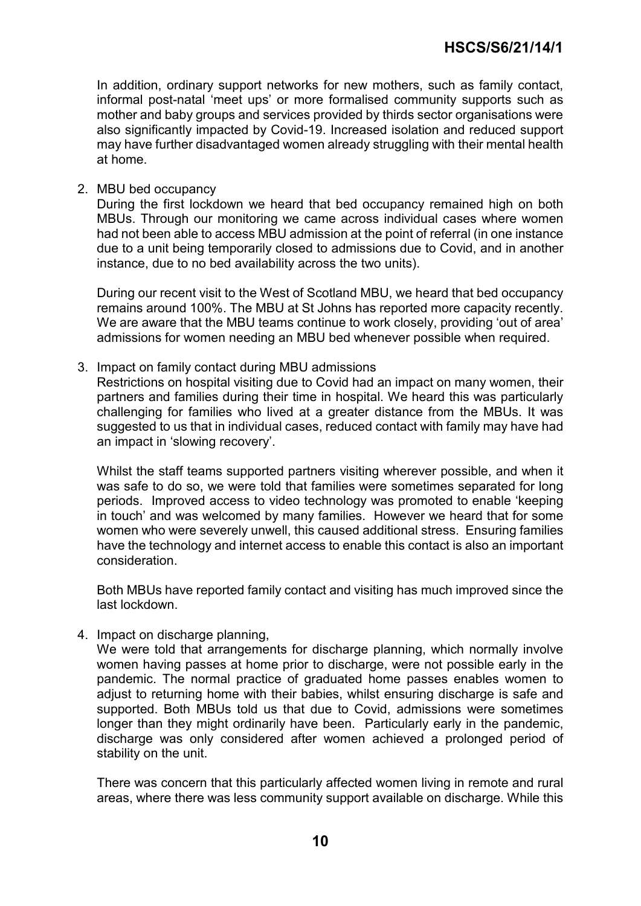In addition, ordinary support networks for new mothers, such as family contact, informal post-natal 'meet ups' or more formalised community supports such as mother and baby groups and services provided by thirds sector organisations were also significantly impacted by Covid-19. Increased isolation and reduced support may have further disadvantaged women already struggling with their mental health at home.

2. MBU bed occupancy
   During the first lockdown we heard that bed occupancy remained high on both MBUs. Through our monitoring we came across individual cases where women had not been able to access MBU admission at the point of referral (in one instance due to a unit being temporarily closed to admissions due to Covid, and in another instance, due to no bed availability across the two units).

   During our recent visit to the West of Scotland MBU, we heard that bed occupancy remains around 100%. The MBU at St Johns has reported more capacity recently. We are aware that the MBU teams continue to work closely, providing 'out of area' admissions for women needing an MBU bed whenever possible when required.

3. Impact on family contact during MBU admissions
   Restrictions on hospital visiting due to Covid had an impact on many women, their partners and families during their time in hospital. We heard this was particularly challenging for families who lived at a greater distance from the MBUs. It was suggested to us that in individual cases, reduced contact with family may have had an impact in 'slowing recovery'.

   Whilst the staff teams supported partners visiting wherever possible, and when it was safe to do so, we were told that families were sometimes separated for long periods. Improved access to video technology was promoted to enable 'keeping in touch' and was welcomed by many families. However we heard that for some women who were severely unwell, this caused additional stress. Ensuring families have the technology and internet access to enable this contact is also an important consideration.

   Both MBUs have reported family contact and visiting has much improved since the last lockdown.

4. Impact on discharge planning,
   We were told that arrangements for discharge planning, which normally involve women having passes at home prior to discharge, were not possible early in the pandemic. The normal practice of graduated home passes enables women to adjust to returning home with their babies, whilst ensuring discharge is safe and supported. Both MBUs told us that due to Covid, admissions were sometimes longer than they might ordinarily have been. Particularly early in the pandemic, discharge was only considered after women achieved a prolonged period of stability on the unit.

   There was concern that this particularly affected women living in remote and rural areas, where there was less community support available on discharge. While this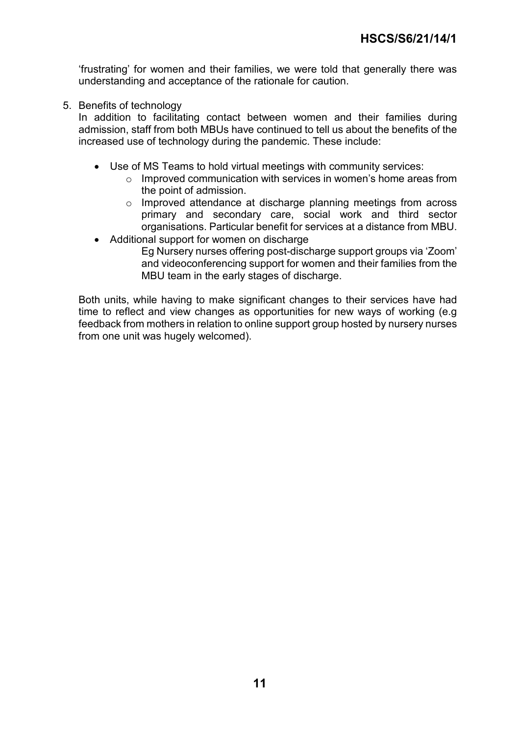'frustrating' for women and their families, we were told that generally there was understanding and acceptance of the rationale for caution.

5. Benefits of technology

   In addition to facilitating contact between women and their families during admission, staff from both MBUs have continued to tell us about the benefits of the increased use of technology during the pandemic. These include:

   - Use of MS Teams to hold virtual meetings with community services:
     - Improved communication with services in women's home areas from the point of admission.
     - Improved attendance at discharge planning meetings from across primary and secondary care, social work and third sector organisations. Particular benefit for services at a distance from MBU.
   - Additional support for women on discharge

     Eg Nursery nurses offering post-discharge support groups via 'Zoom' and videoconferencing support for women and their families from the MBU team in the early stages of discharge.

   Both units, while having to make significant changes to their services have had time to reflect and view changes as opportunities for new ways of working (e.g feedback from mothers in relation to online support group hosted by nursery nurses from one unit was hugely welcomed).